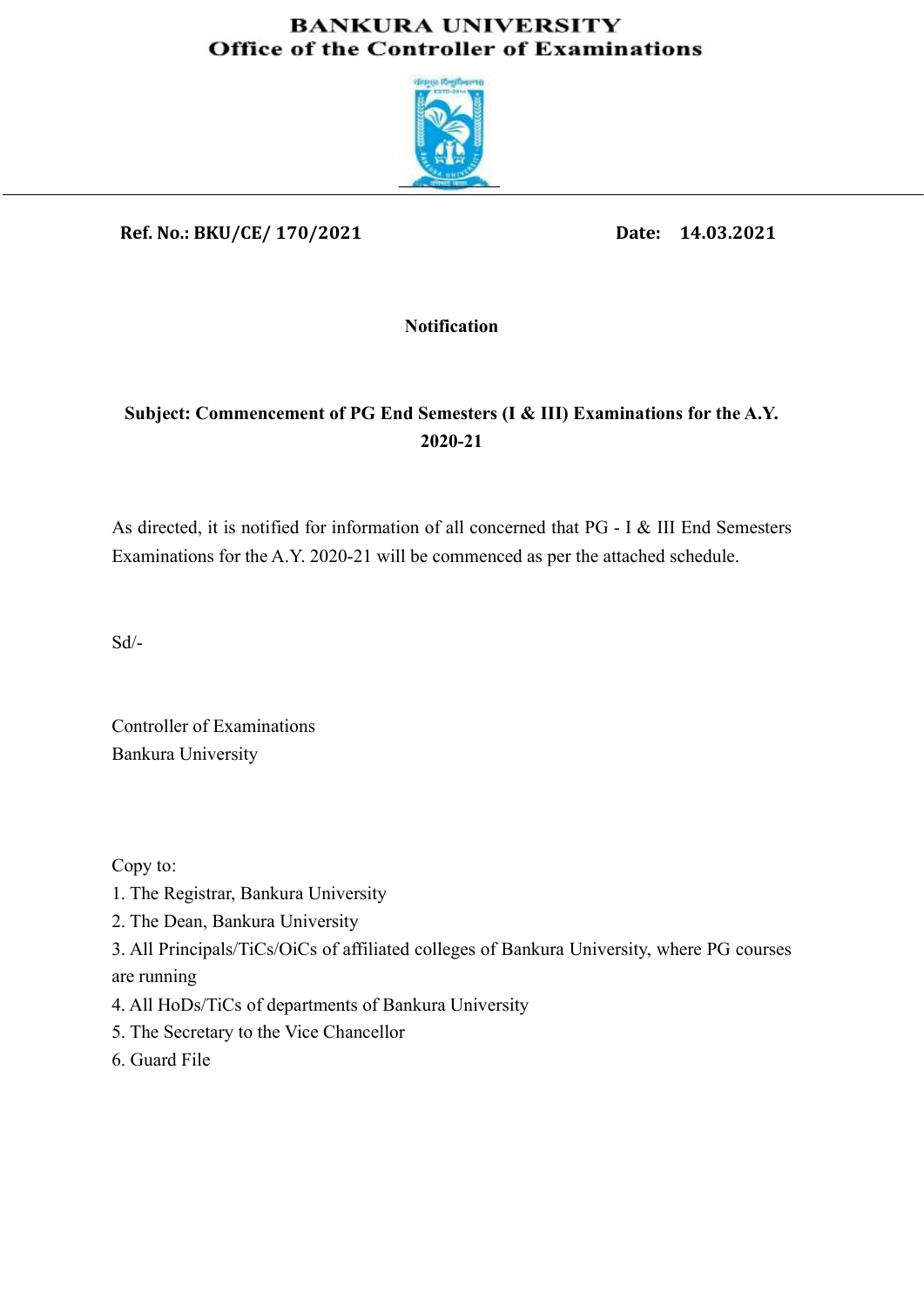# BANKURA UNIVERSITY

## Office of the Controller of Examinations

**Ref. No.: BKU/CE/ 170/2021** **Date: 14.03.2021**

**Notification**

**Subject: Commencement of PG End Semesters (I & III) Examinations for the A.Y. 2020-21**

As directed, it is notified for information of all concerned that PG - I & III End Semesters Examinations for the A.Y. 2020-21 will be commenced as per the attached schedule.

Sd/-

Controller of Examinations
Bankura University

Copy to:

1. The Registrar, Bankura University
2. The Dean, Bankura University
3. All Principals/TiCs/OiCs of affiliated colleges of Bankura University, where PG courses are running
4. All HoDs/TiCs of departments of Bankura University
5. The Secretary to the Vice Chancellor
6. Guard File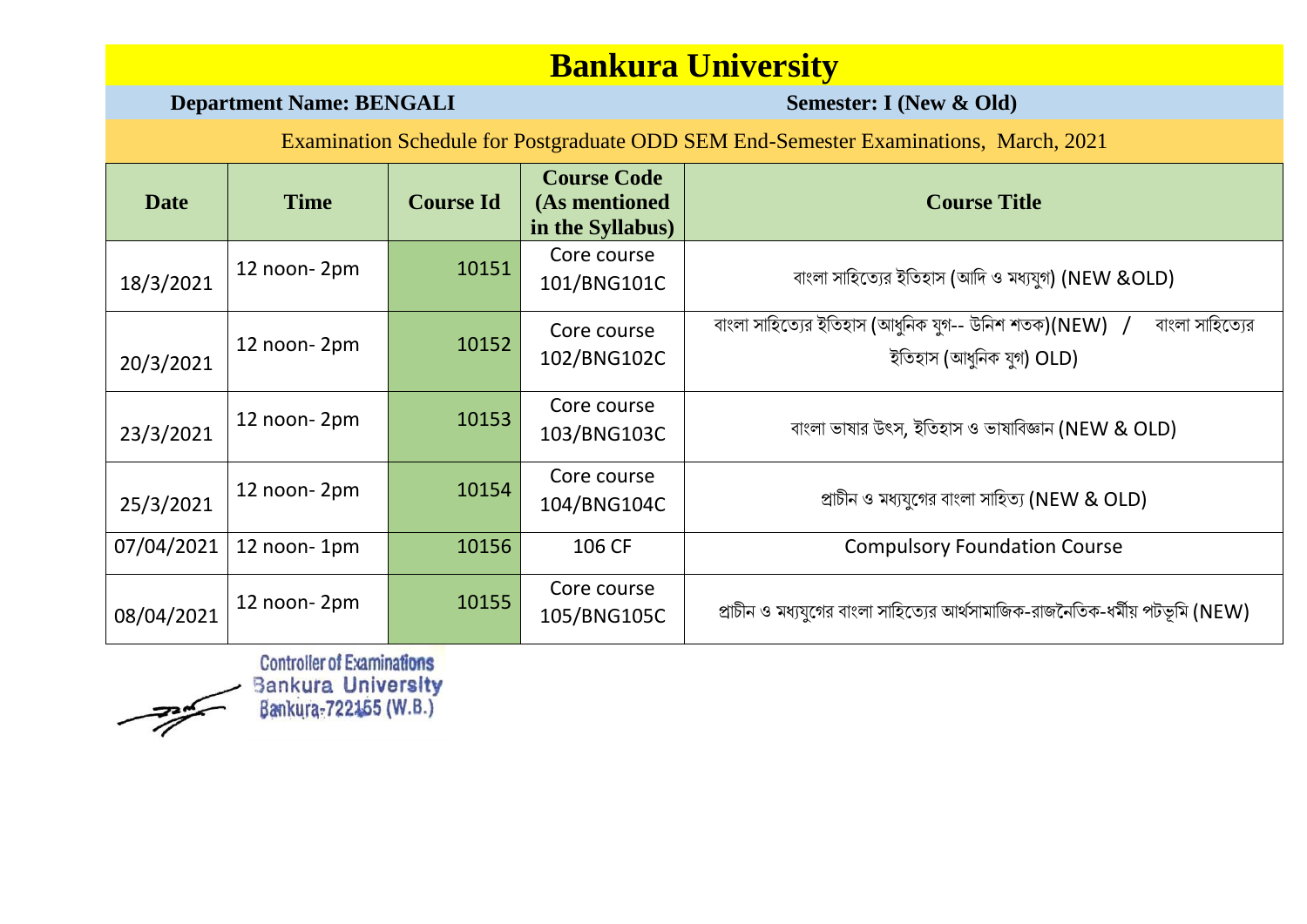# Bankura University

**Department Name: BENGALI** | **Semester: I (New & Old)**

Examination Schedule for Postgraduate ODD SEM End-Semester Examinations, March, 2021

| Date | Time | Course Id | Course Code (As mentioned in the Syllabus) | Course Title |
|---|---|---|---|---|
| 18/3/2021 | 12 noon- 2pm | 10151 | Core course 101/BNG101C | বাংলা সাহিত্যের ইতিহাস (আদি ও মধ্যযুগ) (NEW &OLD) |
| 20/3/2021 | 12 noon- 2pm | 10152 | Core course 102/BNG102C | বাংলা সাহিত্যের ইতিহাস (আধুনিক যুগ-- উনিশ শতক)(NEW) / বাংলা সাহিত্যের ইতিহাস (আধুনিক যুগ) OLD) |
| 23/3/2021 | 12 noon- 2pm | 10153 | Core course 103/BNG103C | বাংলা ভাষার উৎস, ইতিহাস ও ভাষাবিজ্ঞান (NEW & OLD) |
| 25/3/2021 | 12 noon- 2pm | 10154 | Core course 104/BNG104C | প্রাচীন ও মধ্যযুগের বাংলা সাহিত্য (NEW & OLD) |
| 07/04/2021 | 12 noon- 1pm | 10156 | 106 CF | Compulsory Foundation Course |
| 08/04/2021 | 12 noon- 2pm | 10155 | Core course 105/BNG105C | প্রাচীন ও মধ্যযুগের বাংলা সাহিত্যের আর্থসামাজিক-রাজনৈতিক-ধর্মীয় পটভূমি (NEW) |

Controller of Examinations
Bankura University
Bankura-722155 (W.B.)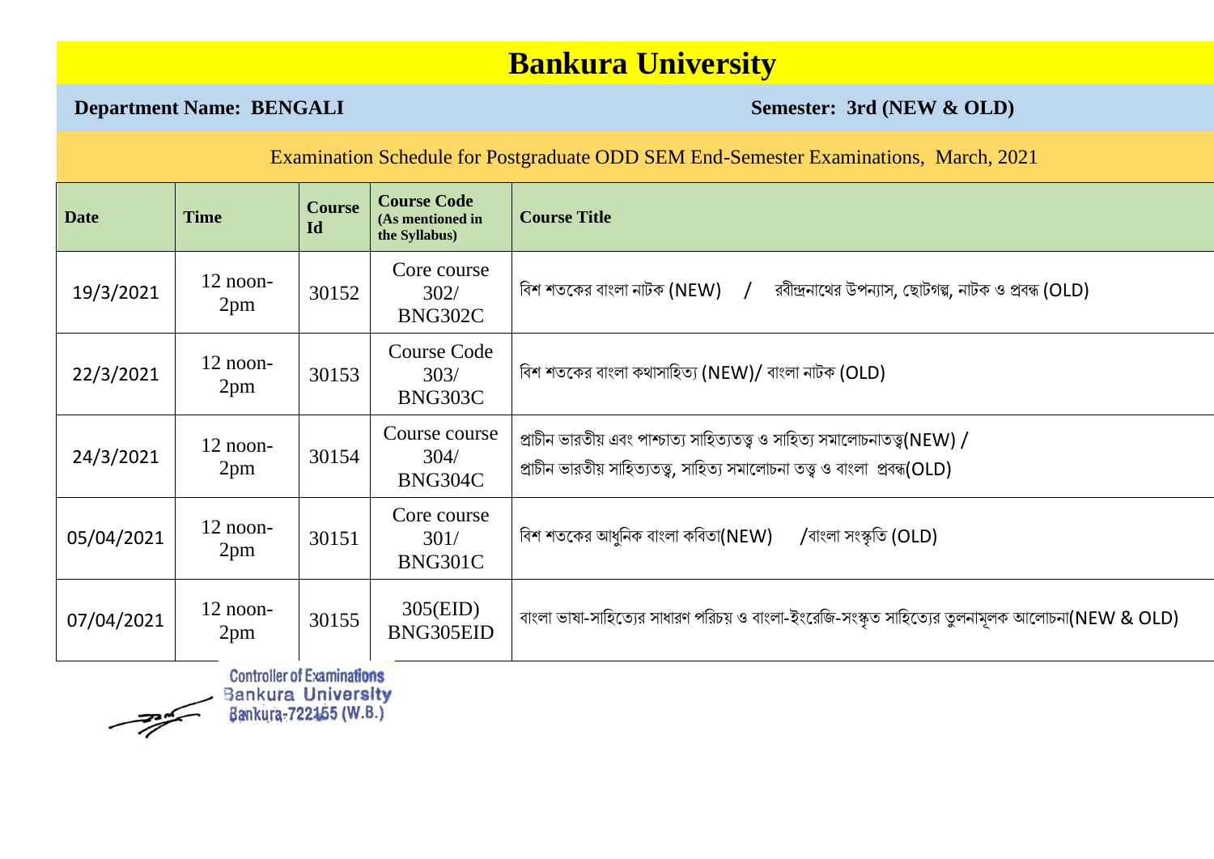# Bankura University

**Department Name: BENGALI** **Semester: 3rd (NEW & OLD)**

Examination Schedule for Postgraduate ODD SEM End-Semester Examinations, March, 2021

| Date | Time | Course Id | Course Code (As mentioned in the Syllabus) | Course Title |
|---|---|---|---|---|
| 19/3/2021 | 12 noon-2pm | 30152 | Core course 302/ BNG302C | বিশ শতকের বাংলা নাটক (NEW) / রবীন্দ্রনাথের উপন্যাস, ছোটগল্প, নাটক ও প্রবন্ধ (OLD) |
| 22/3/2021 | 12 noon-2pm | 30153 | Course Code 303/ BNG303C | বিশ শতকের বাংলা কথাসাহিত্য (NEW)/ বাংলা নাটক (OLD) |
| 24/3/2021 | 12 noon-2pm | 30154 | Course course 304/ BNG304C | প্রাচীন ভারতীয় এবং পাশ্চাত্য সাহিত্যতত্ত্ব ও সাহিত্য সমালোচনাতত্ত্ব(NEW) / প্রাচীন ভারতীয় সাহিত্যতত্ত্ব, সাহিত্য সমালোচনা তত্ত্ব ও বাংলা প্রবন্ধ(OLD) |
| 05/04/2021 | 12 noon-2pm | 30151 | Core course 301/ BNG301C | বিশ শতকের আধুনিক বাংলা কবিতা(NEW) /বাংলা সংস্কৃতি (OLD) |
| 07/04/2021 | 12 noon-2pm | 30155 | 305(EID) BNG305EID | বাংলা ভাষা-সাহিত্যের সাধারণ পরিচয় ও বাংলা-ইংরেজি-সংস্কৃত সাহিত্যের তুলনামূলক আলোচনা(NEW & OLD) |

Controller of Examinations
Bankura University
Bankura-722155 (W.B.)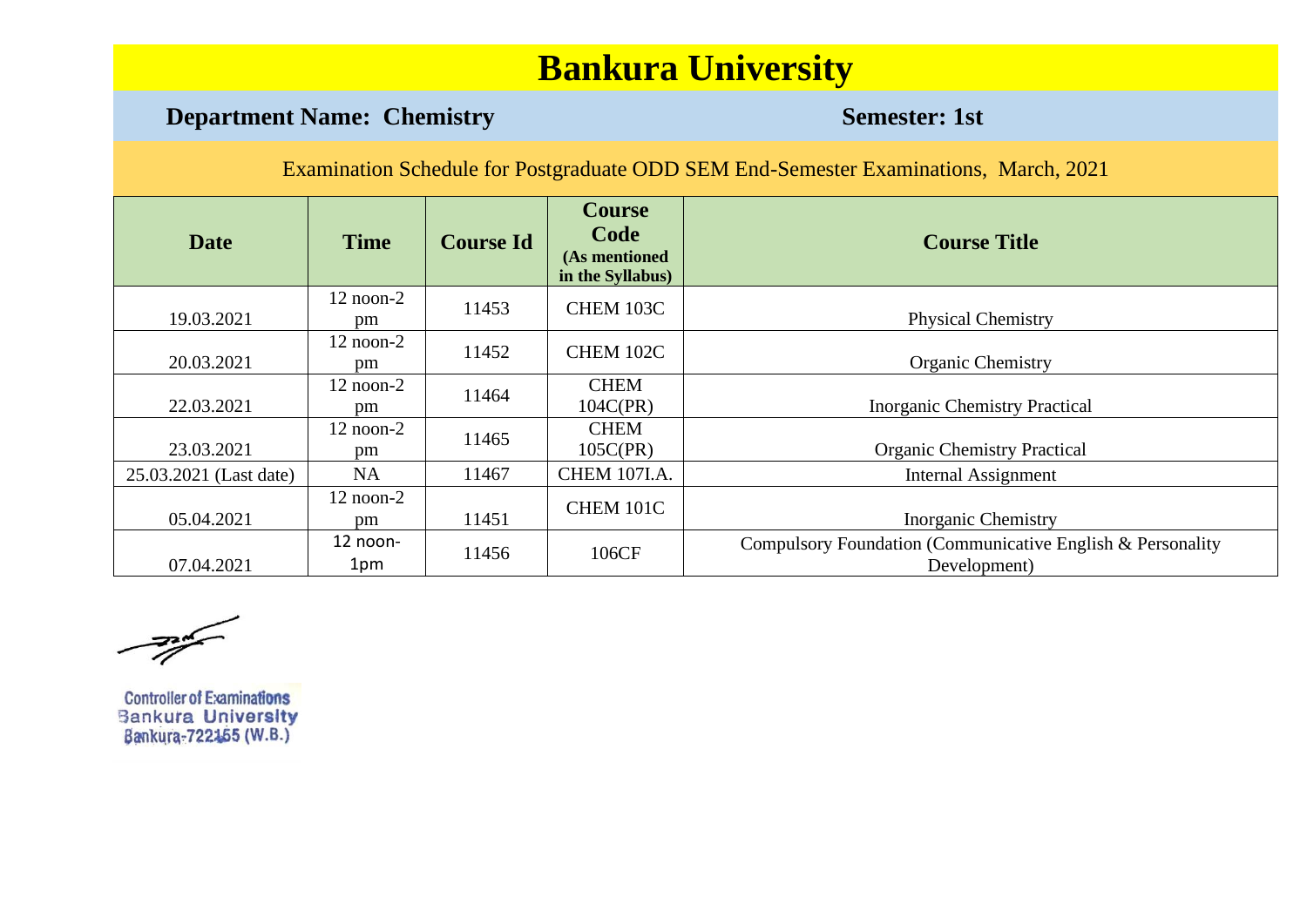# Bankura University

**Department Name: Chemistry** **Semester: 1st**

Examination Schedule for Postgraduate ODD SEM End-Semester Examinations, March, 2021

| Date | Time | Course Id | Course Code (As mentioned in the Syllabus) | Course Title |
|---|---|---|---|---|
| 19.03.2021 | 12 noon-2 pm | 11453 | CHEM 103C | Physical Chemistry |
| 20.03.2021 | 12 noon-2 pm | 11452 | CHEM 102C | Organic Chemistry |
| 22.03.2021 | 12 noon-2 pm | 11464 | CHEM 104C(PR) | Inorganic Chemistry Practical |
| 23.03.2021 | 12 noon-2 pm | 11465 | CHEM 105C(PR) | Organic Chemistry Practical |
| 25.03.2021 (Last date) | NA | 11467 | CHEM 107I.A. | Internal Assignment |
| 05.04.2021 | 12 noon-2 pm | 11451 | CHEM 101C | Inorganic Chemistry |
| 07.04.2021 | 12 noon-1pm | 11456 | 106CF | Compulsory Foundation (Communicative English & Personality Development) |

Controller of Examinations
Bankura University
Bankura-722155 (W.B.)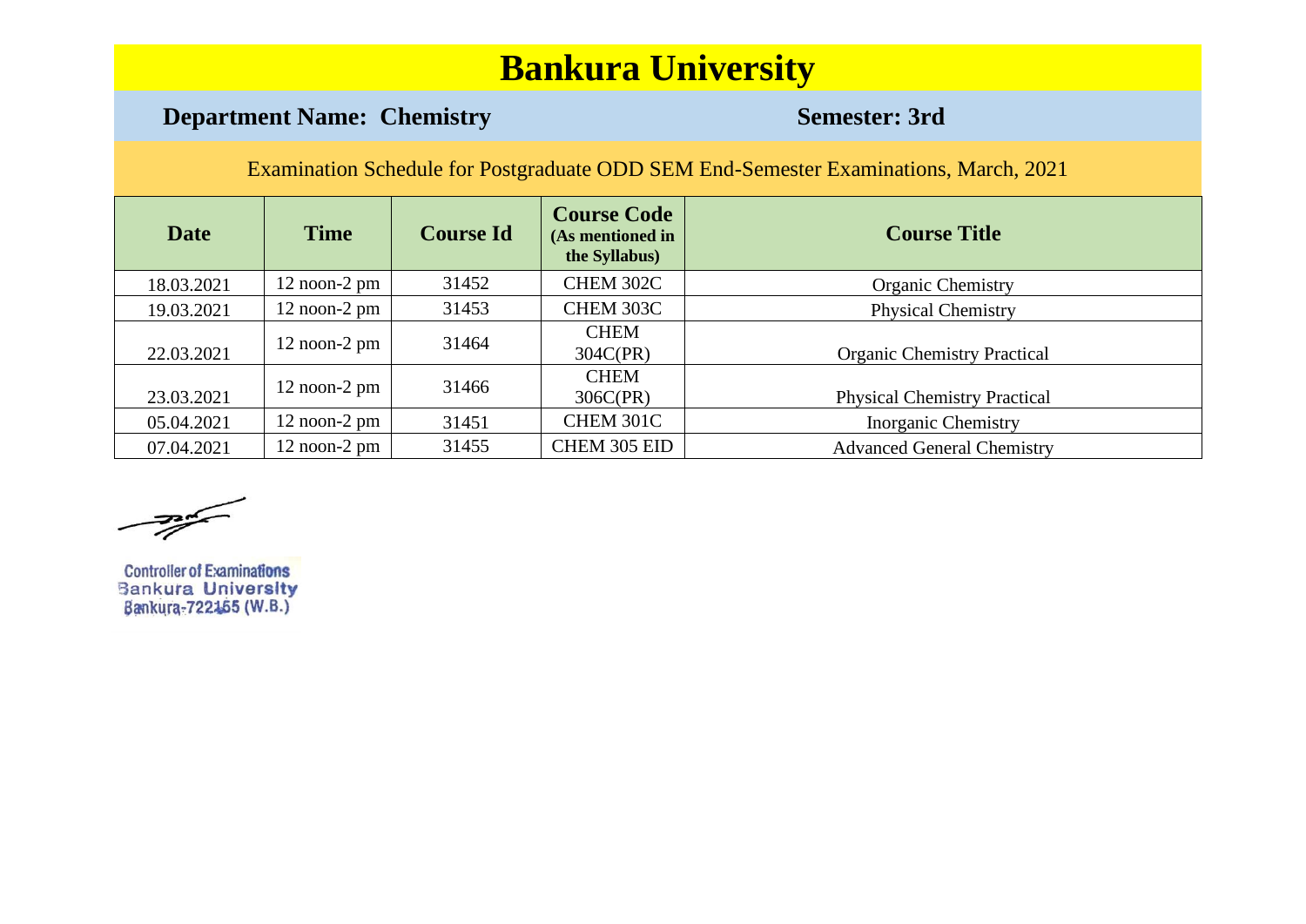# Bankura University

**Department Name: Chemistry** **Semester: 3rd**

Examination Schedule for Postgraduate ODD SEM End-Semester Examinations, March, 2021

| Date | Time | Course Id | Course Code (As mentioned in the Syllabus) | Course Title |
|---|---|---|---|---|
| 18.03.2021 | 12 noon-2 pm | 31452 | CHEM 302C | Organic Chemistry |
| 19.03.2021 | 12 noon-2 pm | 31453 | CHEM 303C | Physical Chemistry |
| 22.03.2021 | 12 noon-2 pm | 31464 | CHEM 304C(PR) | Organic Chemistry Practical |
| 23.03.2021 | 12 noon-2 pm | 31466 | CHEM 306C(PR) | Physical Chemistry Practical |
| 05.04.2021 | 12 noon-2 pm | 31451 | CHEM 301C | Inorganic Chemistry |
| 07.04.2021 | 12 noon-2 pm | 31455 | CHEM 305 EID | Advanced General Chemistry |

Controller of Examinations
Bankura University
Bankura-722155 (W.B.)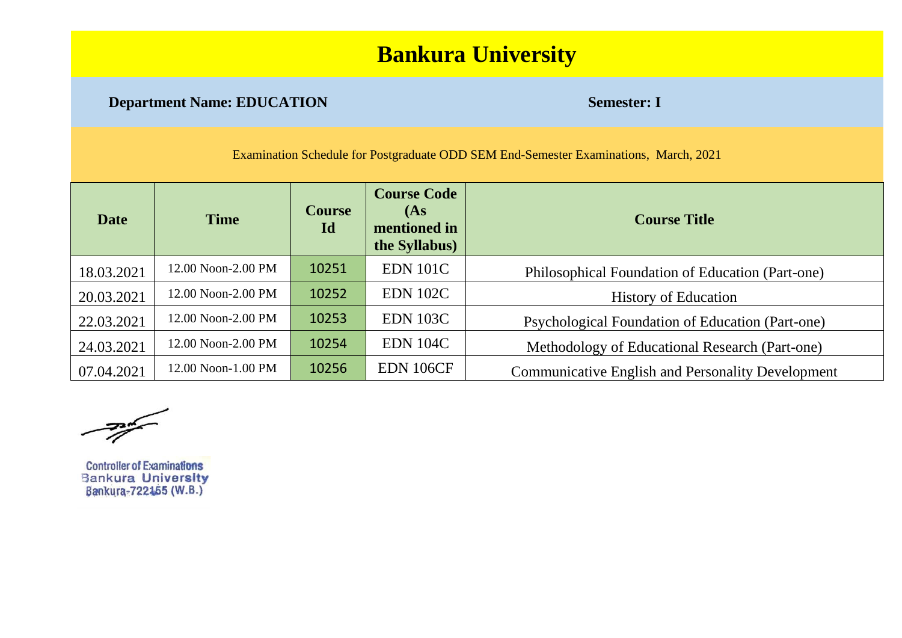# Bankura University

**Department Name: EDUCATION** **Semester: I**

Examination Schedule for Postgraduate ODD SEM End-Semester Examinations, March, 2021

| Date | Time | Course Id | Course Code (As mentioned in the Syllabus) | Course Title |
|---|---|---|---|---|
| 18.03.2021 | 12.00 Noon-2.00 PM | 10251 | EDN 101C | Philosophical Foundation of Education (Part-one) |
| 20.03.2021 | 12.00 Noon-2.00 PM | 10252 | EDN 102C | History of Education |
| 22.03.2021 | 12.00 Noon-2.00 PM | 10253 | EDN 103C | Psychological Foundation of Education (Part-one) |
| 24.03.2021 | 12.00 Noon-2.00 PM | 10254 | EDN 104C | Methodology of Educational Research (Part-one) |
| 07.04.2021 | 12.00 Noon-1.00 PM | 10256 | EDN 106CF | Communicative English and Personality Development |

Controller of Examinations
Bankura University
Bankura-722155 (W.B.)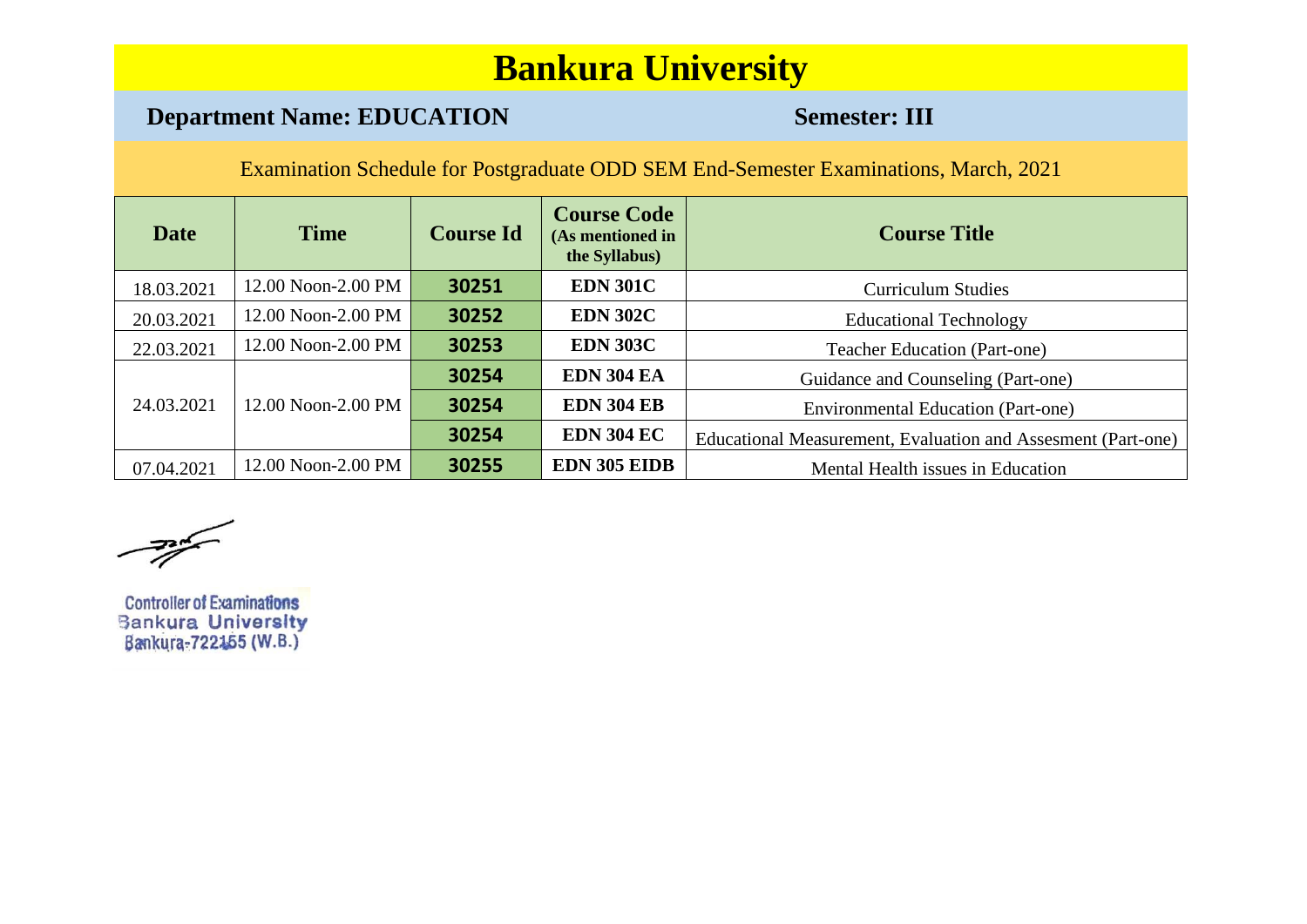# Bankura University

**Department Name: EDUCATION** **Semester: III**

Examination Schedule for Postgraduate ODD SEM End-Semester Examinations, March, 2021

| Date | Time | Course Id | Course Code (As mentioned in the Syllabus) | Course Title |
|---|---|---|---|---|
| 18.03.2021 | 12.00 Noon-2.00 PM | 30251 | EDN 301C | Curriculum Studies |
| 20.03.2021 | 12.00 Noon-2.00 PM | 30252 | EDN 302C | Educational Technology |
| 22.03.2021 | 12.00 Noon-2.00 PM | 30253 | EDN 303C | Teacher Education (Part-one) |
| 24.03.2021 | 12.00 Noon-2.00 PM | 30254 | EDN 304 EA | Guidance and Counseling (Part-one) |
| | | 30254 | EDN 304 EB | Environmental Education (Part-one) |
| | | 30254 | EDN 304 EC | Educational Measurement, Evaluation and Assesment (Part-one) |
| 07.04.2021 | 12.00 Noon-2.00 PM | 30255 | EDN 305 EIDB | Mental Health issues in Education |

Controller of Examinations
Bankura University
Bankura-722155 (W.B.)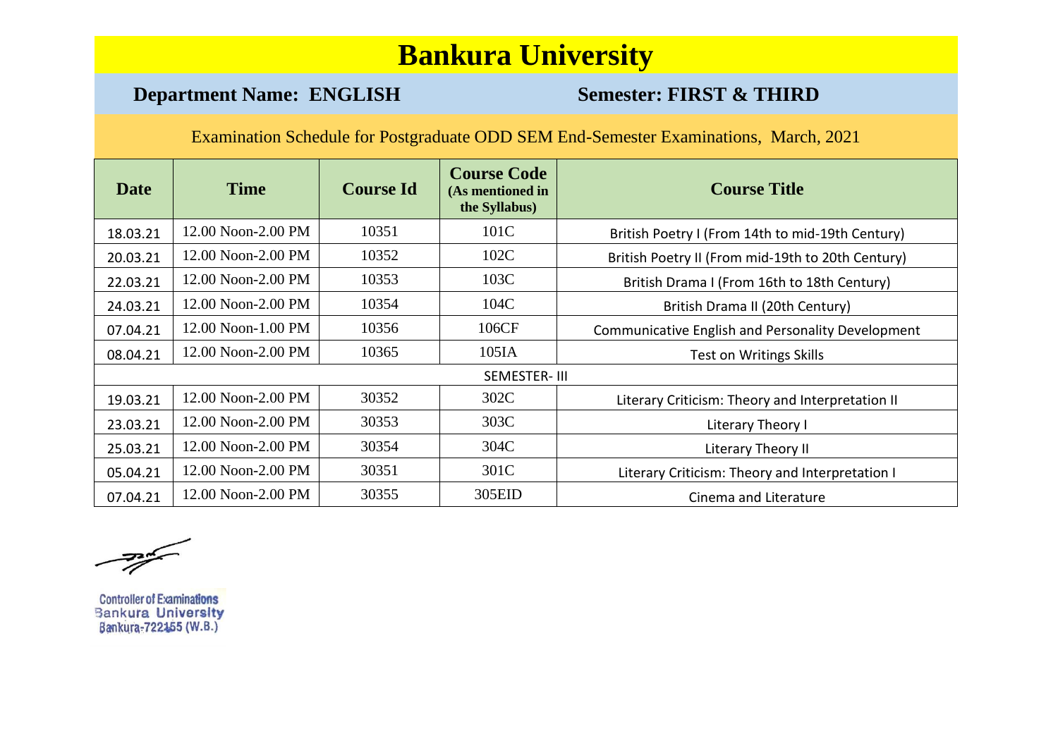# Bankura University

**Department Name: ENGLISH** **Semester: FIRST & THIRD**

Examination Schedule for Postgraduate ODD SEM End-Semester Examinations, March, 2021

| Date | Time | Course Id | Course Code (As mentioned in the Syllabus) | Course Title |
|---|---|---|---|---|
| 18.03.21 | 12.00 Noon-2.00 PM | 10351 | 101C | British Poetry I (From 14th to mid-19th Century) |
| 20.03.21 | 12.00 Noon-2.00 PM | 10352 | 102C | British Poetry II (From mid-19th to 20th Century) |
| 22.03.21 | 12.00 Noon-2.00 PM | 10353 | 103C | British Drama I (From 16th to 18th Century) |
| 24.03.21 | 12.00 Noon-2.00 PM | 10354 | 104C | British Drama II (20th Century) |
| 07.04.21 | 12.00 Noon-1.00 PM | 10356 | 106CF | Communicative English and Personality Development |
| 08.04.21 | 12.00 Noon-2.00 PM | 10365 | 105IA | Test on Writings Skills |
| SEMESTER- III | | | | |
| 19.03.21 | 12.00 Noon-2.00 PM | 30352 | 302C | Literary Criticism: Theory and Interpretation II |
| 23.03.21 | 12.00 Noon-2.00 PM | 30353 | 303C | Literary Theory I |
| 25.03.21 | 12.00 Noon-2.00 PM | 30354 | 304C | Literary Theory II |
| 05.04.21 | 12.00 Noon-2.00 PM | 30351 | 301C | Literary Criticism: Theory and Interpretation I |
| 07.04.21 | 12.00 Noon-2.00 PM | 30355 | 305EID | Cinema and Literature |

Controller of Examinations
Bankura University
Bankura-722155 (W.B.)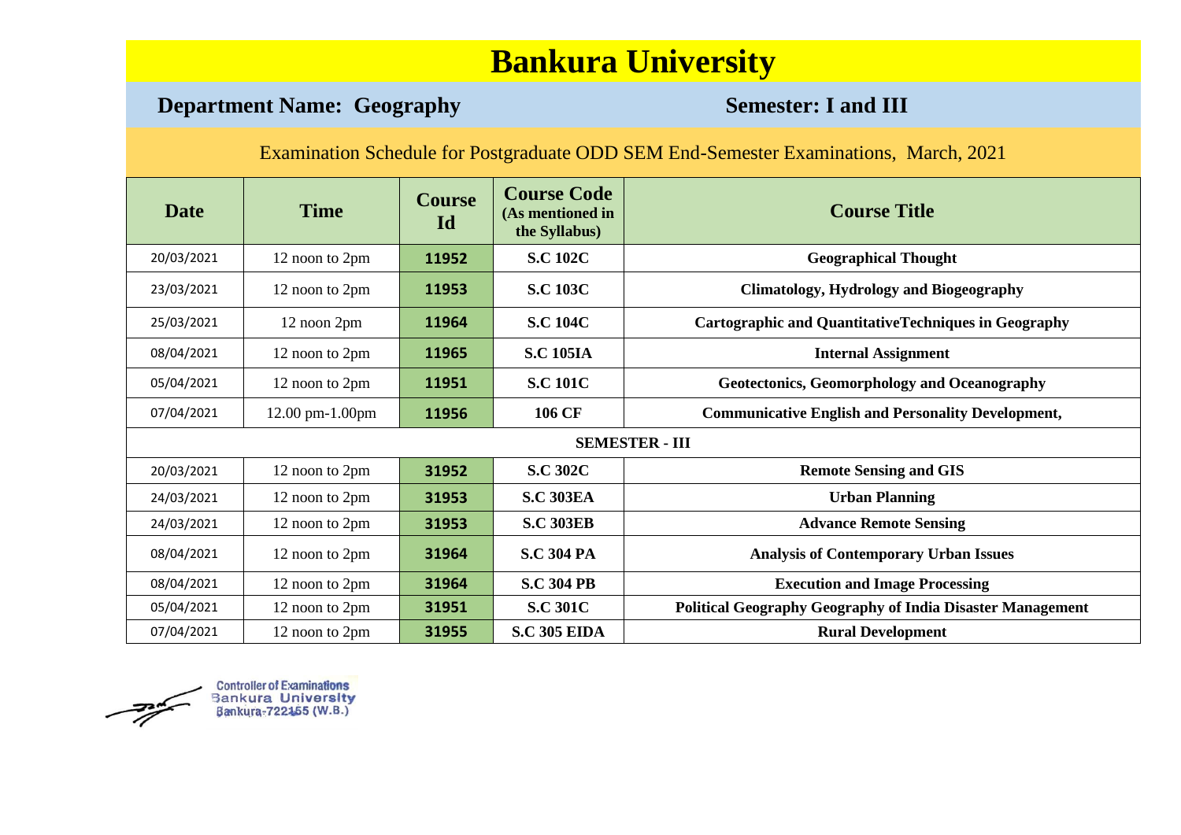# Bankura University

**Department Name: Geography** **Semester: I and III**

Examination Schedule for Postgraduate ODD SEM End-Semester Examinations, March, 2021

| Date | Time | Course Id | Course Code (As mentioned in the Syllabus) | Course Title |
|---|---|---|---|---|
| 20/03/2021 | 12 noon to 2pm | 11952 | S.C 102C | Geographical Thought |
| 23/03/2021 | 12 noon to 2pm | 11953 | S.C 103C | Climatology, Hydrology and Biogeography |
| 25/03/2021 | 12 noon 2pm | 11964 | S.C 104C | Cartographic and QuantitativeTechniques in Geography |
| 08/04/2021 | 12 noon to 2pm | 11965 | S.C 105IA | Internal Assignment |
| 05/04/2021 | 12 noon to 2pm | 11951 | S.C 101C | Geotectonics, Geomorphology and Oceanography |
| 07/04/2021 | 12.00 pm-1.00pm | 11956 | 106 CF | Communicative English and Personality Development, |
| **SEMESTER - III** | | | | |
| 20/03/2021 | 12 noon to 2pm | 31952 | S.C 302C | Remote Sensing and GIS |
| 24/03/2021 | 12 noon to 2pm | 31953 | S.C 303EA | Urban Planning |
| 24/03/2021 | 12 noon to 2pm | 31953 | S.C 303EB | Advance Remote Sensing |
| 08/04/2021 | 12 noon to 2pm | 31964 | S.C 304 PA | Analysis of Contemporary Urban Issues |
| 08/04/2021 | 12 noon to 2pm | 31964 | S.C 304 PB | Execution and Image Processing |
| 05/04/2021 | 12 noon to 2pm | 31951 | S.C 301C | Political Geography Geography of India Disaster Management |
| 07/04/2021 | 12 noon to 2pm | 31955 | S.C 305 EIDA | Rural Development |

Controller of Examinations
Bankura University
Bankura-722155 (W.B.)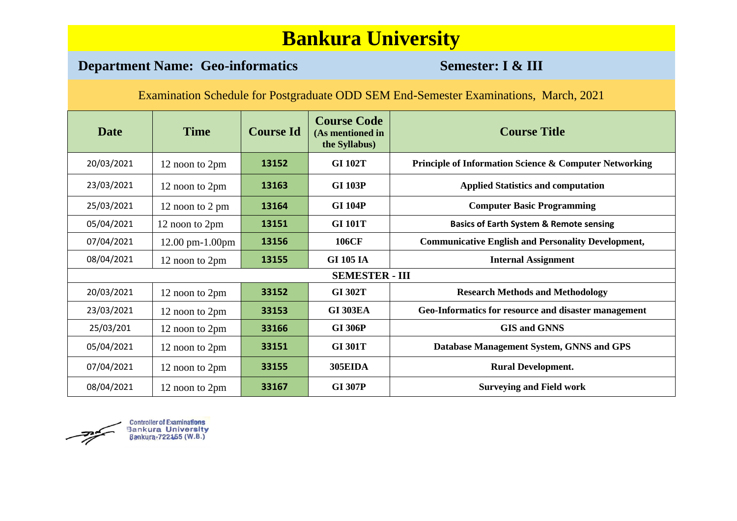# Bankura University

**Department Name: Geo-informatics** **Semester: I & III**

Examination Schedule for Postgraduate ODD SEM End-Semester Examinations, March, 2021

| Date | Time | Course Id | Course Code (As mentioned in the Syllabus) | Course Title |
|---|---|---|---|---|
| 20/03/2021 | 12 noon to 2pm | 13152 | GI 102T | Principle of Information Science & Computer Networking |
| 23/03/2021 | 12 noon to 2pm | 13163 | GI 103P | Applied Statistics and computation |
| 25/03/2021 | 12 noon to 2 pm | 13164 | GI 104P | Computer Basic Programming |
| 05/04/2021 | 12 noon to 2pm | 13151 | GI 101T | Basics of Earth System & Remote sensing |
| 07/04/2021 | 12.00 pm-1.00pm | 13156 | 106CF | Communicative English and Personality Development, |
| 08/04/2021 | 12 noon to 2pm | 13155 | GI 105 IA | Internal Assignment |
| **SEMESTER - III** | | | | |
| 20/03/2021 | 12 noon to 2pm | 33152 | GI 302T | Research Methods and Methodology |
| 23/03/2021 | 12 noon to 2pm | 33153 | GI 303EA | Geo-Informatics for resource and disaster management |
| 25/03/201 | 12 noon to 2pm | 33166 | GI 306P | GIS and GNNS |
| 05/04/2021 | 12 noon to 2pm | 33151 | GI 301T | Database Management System, GNNS and GPS |
| 07/04/2021 | 12 noon to 2pm | 33155 | 305EIDA | Rural Development. |
| 08/04/2021 | 12 noon to 2pm | 33167 | GI 307P | Surveying and Field work |

Controller of Examinations
Bankura University
Bankura-722155 (W.B.)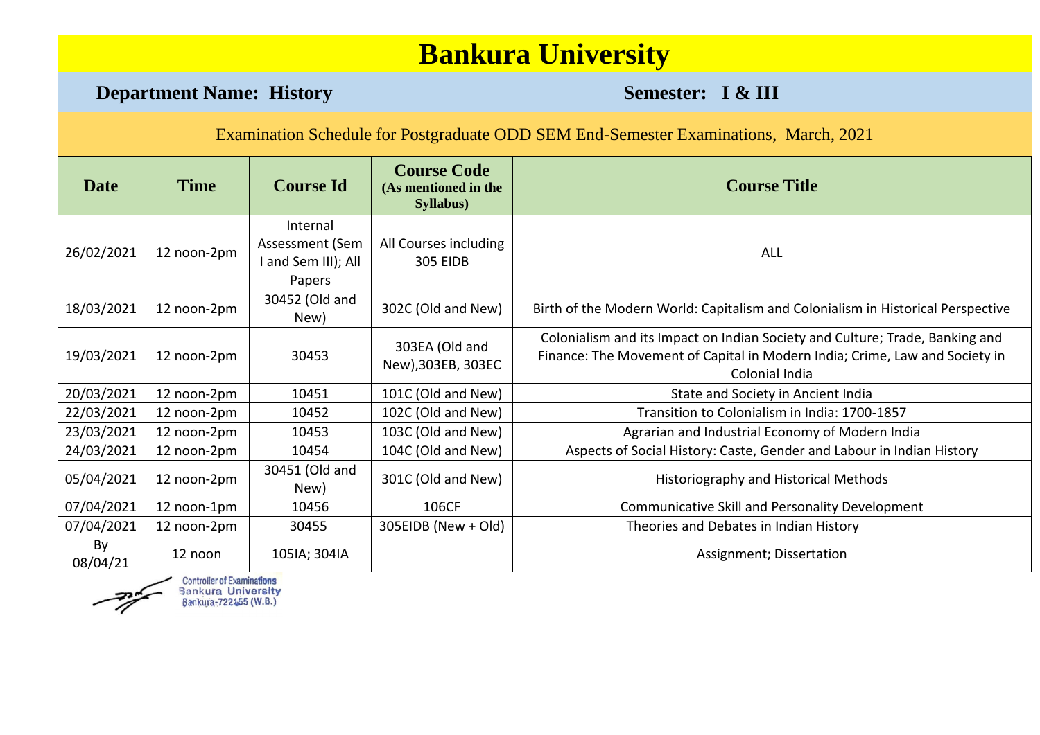# Bankura University

**Department Name: History** **Semester: I & III**

Examination Schedule for Postgraduate ODD SEM End-Semester Examinations, March, 2021

| Date | Time | Course Id | Course Code (As mentioned in the Syllabus) | Course Title |
|---|---|---|---|---|
| 26/02/2021 | 12 noon-2pm | Internal Assessment (Sem I and Sem III); All Papers | All Courses including 305 EIDB | ALL |
| 18/03/2021 | 12 noon-2pm | 30452 (Old and New) | 302C (Old and New) | Birth of the Modern World: Capitalism and Colonialism in Historical Perspective |
| 19/03/2021 | 12 noon-2pm | 30453 | 303EA (Old and New),303EB, 303EC | Colonialism and its Impact on Indian Society and Culture; Trade, Banking and Finance: The Movement of Capital in Modern India; Crime, Law and Society in Colonial India |
| 20/03/2021 | 12 noon-2pm | 10451 | 101C (Old and New) | State and Society in Ancient India |
| 22/03/2021 | 12 noon-2pm | 10452 | 102C (Old and New) | Transition to Colonialism in India: 1700-1857 |
| 23/03/2021 | 12 noon-2pm | 10453 | 103C (Old and New) | Agrarian and Industrial Economy of Modern India |
| 24/03/2021 | 12 noon-2pm | 10454 | 104C (Old and New) | Aspects of Social History: Caste, Gender and Labour in Indian History |
| 05/04/2021 | 12 noon-2pm | 30451 (Old and New) | 301C (Old and New) | Historiography and Historical Methods |
| 07/04/2021 | 12 noon-1pm | 10456 | 106CF | Communicative Skill and Personality Development |
| 07/04/2021 | 12 noon-2pm | 30455 | 305EIDB (New + Old) | Theories and Debates in Indian History |
| By 08/04/21 | 12 noon | 105IA; 304IA | | Assignment; Dissertation |

Controller of Examinations
Bankura University
Bankura-722155 (W.B.)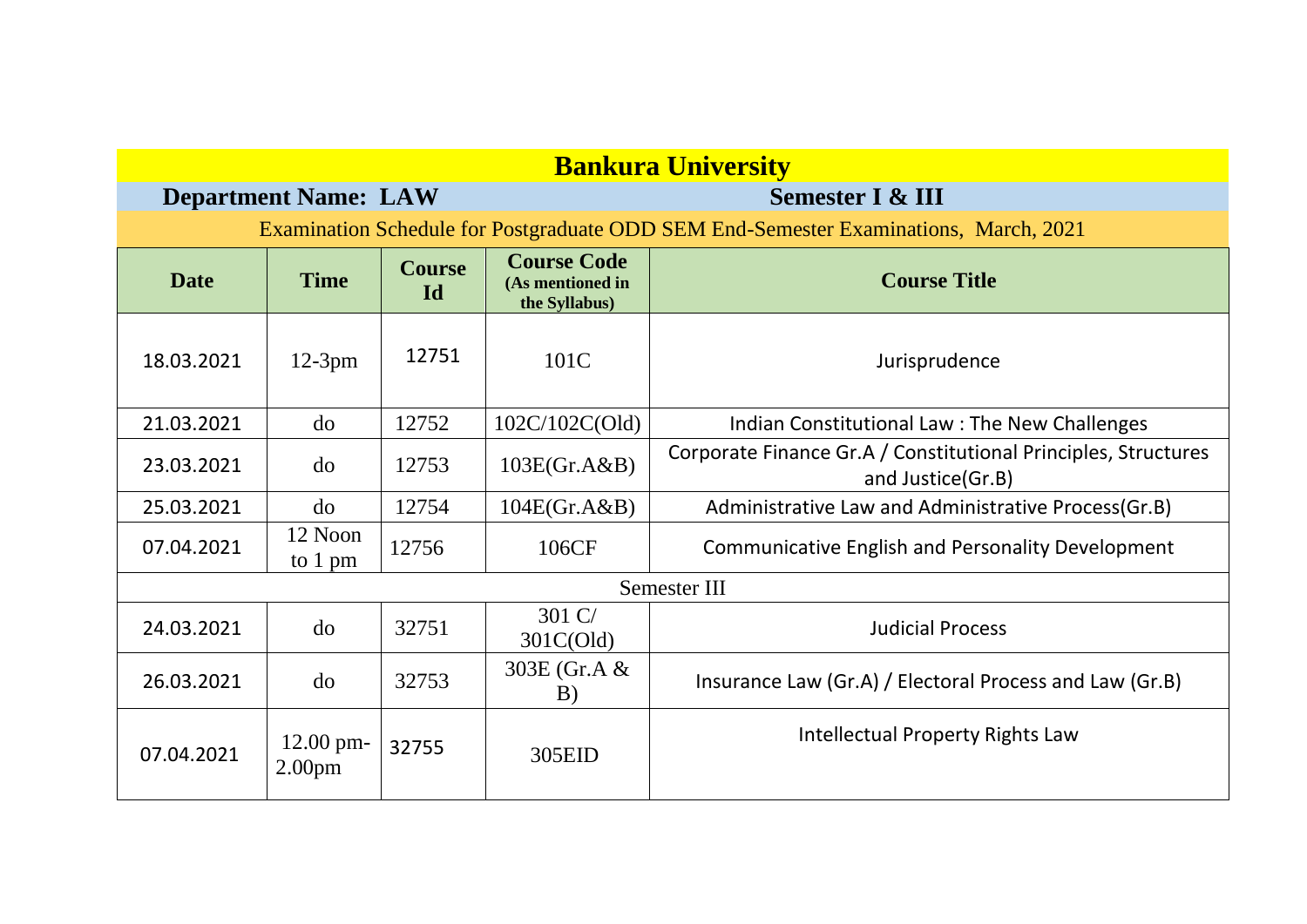# Bankura University

**Department Name: LAW** **Semester I & III**

Examination Schedule for Postgraduate ODD SEM End-Semester Examinations, March, 2021

| Date | Time | Course Id | Course Code (As mentioned in the Syllabus) | Course Title |
|---|---|---|---|---|
| 18.03.2021 | 12-3pm | 12751 | 101C | Jurisprudence |
| 21.03.2021 | do | 12752 | 102C/102C(Old) | Indian Constitutional Law : The New Challenges |
| 23.03.2021 | do | 12753 | 103E(Gr.A&B) | Corporate Finance Gr.A / Constitutional Principles, Structures and Justice(Gr.B) |
| 25.03.2021 | do | 12754 | 104E(Gr.A&B) | Administrative Law and Administrative Process(Gr.B) |
| 07.04.2021 | 12 Noon to 1 pm | 12756 | 106CF | Communicative English and Personality Development |
| Semester III | | | | |
| 24.03.2021 | do | 32751 | 301 C/ 301C(Old) | Judicial Process |
| 26.03.2021 | do | 32753 | 303E (Gr.A & B) | Insurance Law (Gr.A) / Electoral Process and Law (Gr.B) |
| 07.04.2021 | 12.00 pm-2.00pm | 32755 | 305EID | Intellectual Property Rights Law |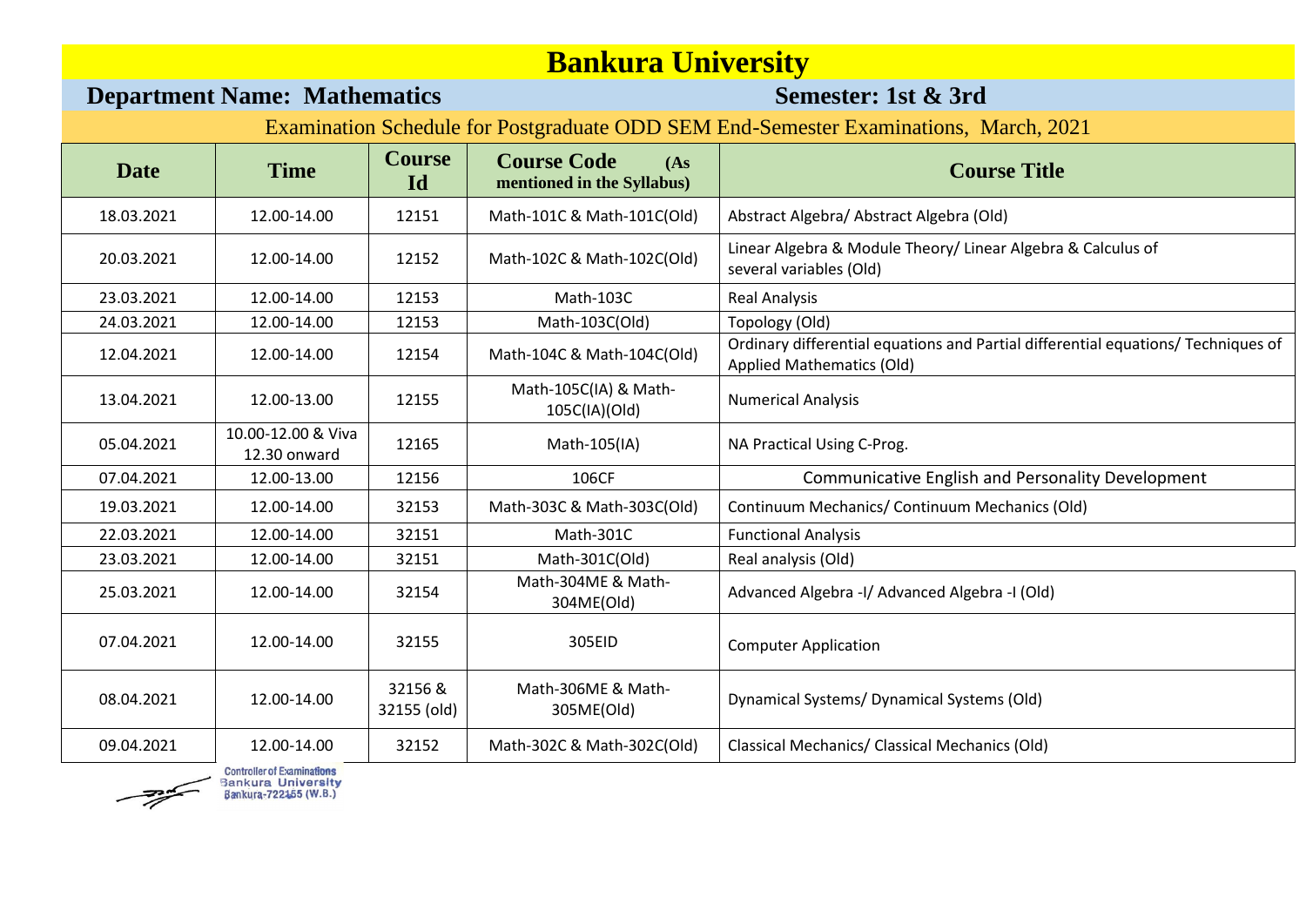# Bankura University

**Department Name: Mathematics** **Semester: 1st & 3rd**

Examination Schedule for Postgraduate ODD SEM End-Semester Examinations, March, 2021

| Date | Time | Course Id | Course Code (As mentioned in the Syllabus) | Course Title |
|---|---|---|---|---|
| 18.03.2021 | 12.00-14.00 | 12151 | Math-101C & Math-101C(Old) | Abstract Algebra/ Abstract Algebra (Old) |
| 20.03.2021 | 12.00-14.00 | 12152 | Math-102C & Math-102C(Old) | Linear Algebra & Module Theory/ Linear Algebra & Calculus of several variables (Old) |
| 23.03.2021 | 12.00-14.00 | 12153 | Math-103C | Real Analysis |
| 24.03.2021 | 12.00-14.00 | 12153 | Math-103C(Old) | Topology (Old) |
| 12.04.2021 | 12.00-14.00 | 12154 | Math-104C & Math-104C(Old) | Ordinary differential equations and Partial differential equations/ Techniques of Applied Mathematics (Old) |
| 13.04.2021 | 12.00-13.00 | 12155 | Math-105C(IA) & Math-105C(IA)(Old) | Numerical Analysis |
| 05.04.2021 | 10.00-12.00 & Viva 12.30 onward | 12165 | Math-105(IA) | NA Practical Using C-Prog. |
| 07.04.2021 | 12.00-13.00 | 12156 | 106CF | Communicative English and Personality Development |
| 19.03.2021 | 12.00-14.00 | 32153 | Math-303C & Math-303C(Old) | Continuum Mechanics/ Continuum Mechanics (Old) |
| 22.03.2021 | 12.00-14.00 | 32151 | Math-301C | Functional Analysis |
| 23.03.2021 | 12.00-14.00 | 32151 | Math-301C(Old) | Real analysis (Old) |
| 25.03.2021 | 12.00-14.00 | 32154 | Math-304ME & Math-304ME(Old) | Advanced Algebra -I/ Advanced Algebra -I (Old) |
| 07.04.2021 | 12.00-14.00 | 32155 | 305EID | Computer Application |
| 08.04.2021 | 12.00-14.00 | 32156 & 32155 (old) | Math-306ME & Math-305ME(Old) | Dynamical Systems/ Dynamical Systems (Old) |
| 09.04.2021 | 12.00-14.00 | 32152 | Math-302C & Math-302C(Old) | Classical Mechanics/ Classical Mechanics (Old) |

Controller of Examinations
Bankura University
Bankura-722155 (W.B.)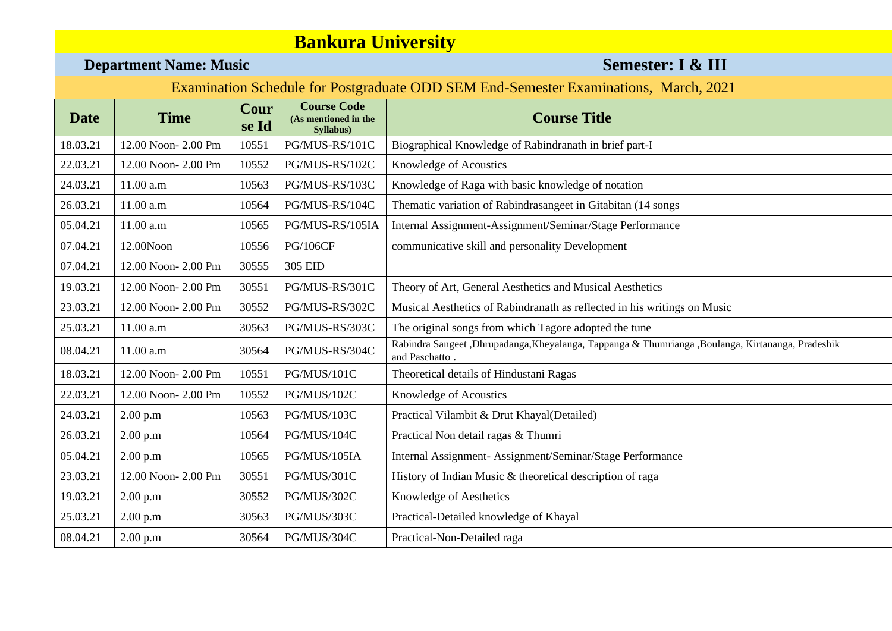# Bankura University

**Department Name: Music** **Semester: I & III**

Examination Schedule for Postgraduate ODD SEM End-Semester Examinations, March, 2021

| Date | Time | Course Id | Course Code (As mentioned in the Syllabus) | Course Title |
|---|---|---|---|---|
| 18.03.21 | 12.00 Noon- 2.00 Pm | 10551 | PG/MUS-RS/101C | Biographical Knowledge of Rabindranath in brief part-I |
| 22.03.21 | 12.00 Noon- 2.00 Pm | 10552 | PG/MUS-RS/102C | Knowledge of Acoustics |
| 24.03.21 | 11.00 a.m | 10563 | PG/MUS-RS/103C | Knowledge of Raga with basic knowledge of notation |
| 26.03.21 | 11.00 a.m | 10564 | PG/MUS-RS/104C | Thematic variation of Rabindrasangeet in Gitabitan (14 songs |
| 05.04.21 | 11.00 a.m | 10565 | PG/MUS-RS/105IA | Internal Assignment-Assignment/Seminar/Stage Performance |
| 07.04.21 | 12.00Noon | 10556 | PG/106CF | communicative skill and personality Development |
| 07.04.21 | 12.00 Noon- 2.00 Pm | 30555 | 305 EID | |
| 19.03.21 | 12.00 Noon- 2.00 Pm | 30551 | PG/MUS-RS/301C | Theory of Art, General Aesthetics and Musical Aesthetics |
| 23.03.21 | 12.00 Noon- 2.00 Pm | 30552 | PG/MUS-RS/302C | Musical Aesthetics of Rabindranath as reflected in his writings on Music |
| 25.03.21 | 11.00 a.m | 30563 | PG/MUS-RS/303C | The original songs from which Tagore adopted the tune |
| 08.04.21 | 11.00 a.m | 30564 | PG/MUS-RS/304C | Rabindra Sangeet ,Dhrupadanga,Kheyalanga, Tappanga & Thumrianga ,Boulanga, Kirtananga, Pradeshik and Paschatto . |
| 18.03.21 | 12.00 Noon- 2.00 Pm | 10551 | PG/MUS/101C | Theoretical details of Hindustani Ragas |
| 22.03.21 | 12.00 Noon- 2.00 Pm | 10552 | PG/MUS/102C | Knowledge of Acoustics |
| 24.03.21 | 2.00 p.m | 10563 | PG/MUS/103C | Practical Vilambit & Drut Khayal(Detailed) |
| 26.03.21 | 2.00 p.m | 10564 | PG/MUS/104C | Practical Non detail ragas & Thumri |
| 05.04.21 | 2.00 p.m | 10565 | PG/MUS/105IA | Internal Assignment- Assignment/Seminar/Stage Performance |
| 23.03.21 | 12.00 Noon- 2.00 Pm | 30551 | PG/MUS/301C | History of Indian Music & theoretical description of raga |
| 19.03.21 | 2.00 p.m | 30552 | PG/MUS/302C | Knowledge of Aesthetics |
| 25.03.21 | 2.00 p.m | 30563 | PG/MUS/303C | Practical-Detailed knowledge of Khayal |
| 08.04.21 | 2.00 p.m | 30564 | PG/MUS/304C | Practical-Non-Detailed raga |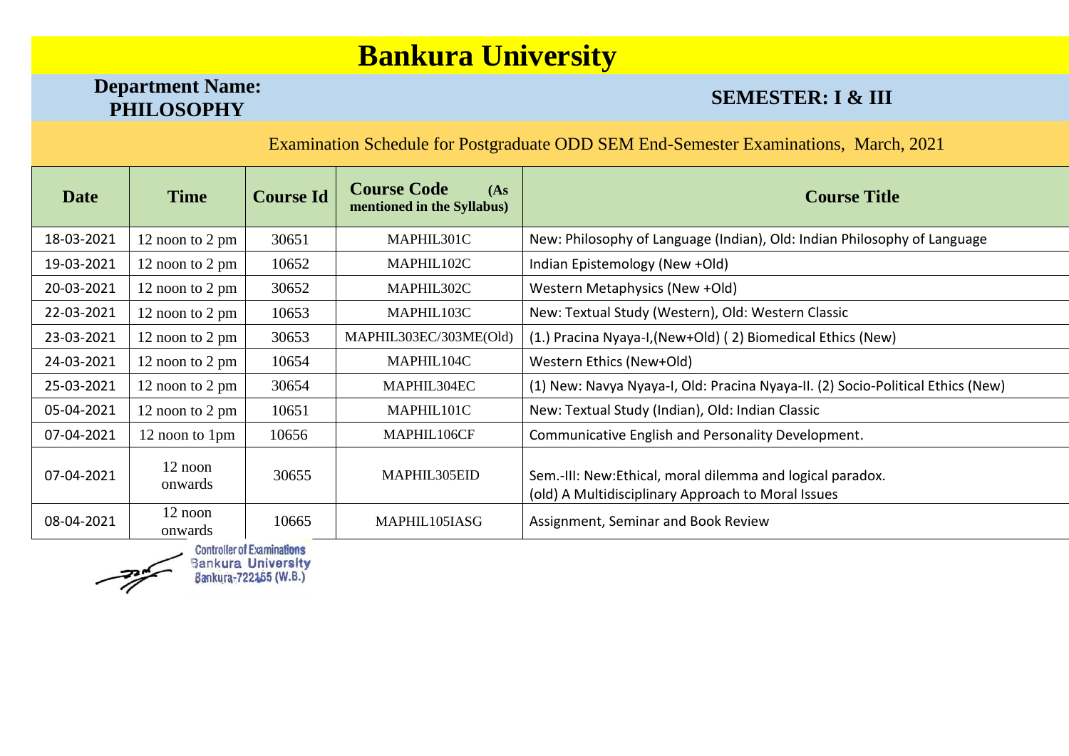# Bankura University

**Department Name: PHILOSOPHY**

**SEMESTER: I & III**

Examination Schedule for Postgraduate ODD SEM End-Semester Examinations, March, 2021

| Date | Time | Course Id | Course Code (As mentioned in the Syllabus) | Course Title |
|---|---|---|---|---|
| 18-03-2021 | 12 noon to 2 pm | 30651 | MAPHIL301C | New: Philosophy of Language (Indian), Old: Indian Philosophy of Language |
| 19-03-2021 | 12 noon to 2 pm | 10652 | MAPHIL102C | Indian Epistemology (New +Old) |
| 20-03-2021 | 12 noon to 2 pm | 30652 | MAPHIL302C | Western Metaphysics (New +Old) |
| 22-03-2021 | 12 noon to 2 pm | 10653 | MAPHIL103C | New: Textual Study (Western), Old: Western Classic |
| 23-03-2021 | 12 noon to 2 pm | 30653 | MAPHIL303EC/303ME(Old) | (1.) Pracina Nyaya-I,(New+Old) ( 2) Biomedical Ethics (New) |
| 24-03-2021 | 12 noon to 2 pm | 10654 | MAPHIL104C | Western Ethics (New+Old) |
| 25-03-2021 | 12 noon to 2 pm | 30654 | MAPHIL304EC | (1) New: Navya Nyaya-I, Old: Pracina Nyaya-II. (2) Socio-Political Ethics (New) |
| 05-04-2021 | 12 noon to 2 pm | 10651 | MAPHIL101C | New: Textual Study (Indian), Old: Indian Classic |
| 07-04-2021 | 12 noon to 1pm | 10656 | MAPHIL106CF | Communicative English and Personality Development. |
| 07-04-2021 | 12 noon onwards | 30655 | MAPHIL305EID | Sem.-III: New:Ethical, moral dilemma and logical paradox. (old) A Multidisciplinary Approach to Moral Issues |
| 08-04-2021 | 12 noon onwards | 10665 | MAPHIL105IASG | Assignment, Seminar and Book Review |

Controller of Examinations
Bankura University
Bankura-722155 (W.B.)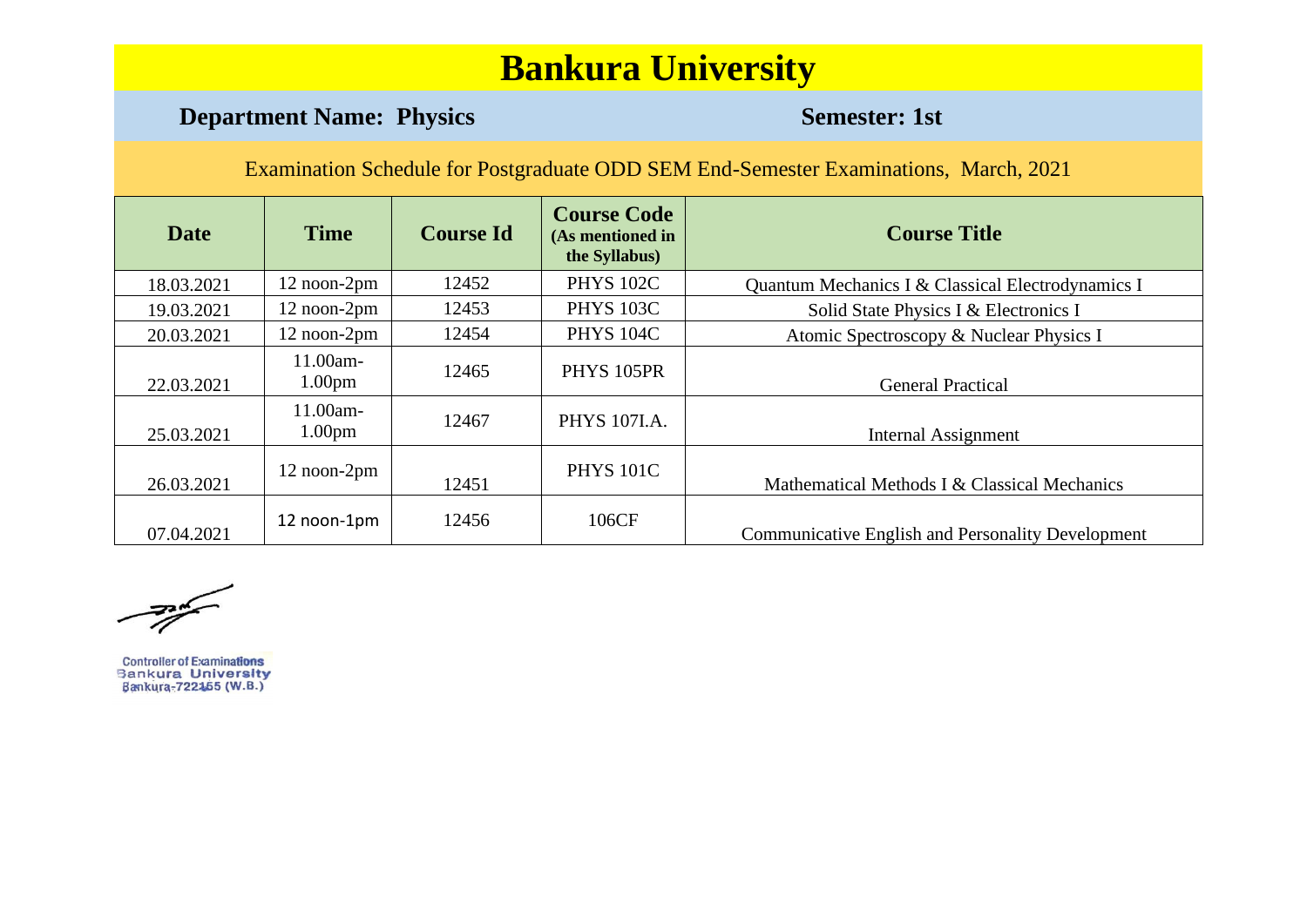# Bankura University

**Department Name: Physics** **Semester: 1st**

Examination Schedule for Postgraduate ODD SEM End-Semester Examinations, March, 2021

| Date | Time | Course Id | Course Code (As mentioned in the Syllabus) | Course Title |
|---|---|---|---|---|
| 18.03.2021 | 12 noon-2pm | 12452 | PHYS 102C | Quantum Mechanics I & Classical Electrodynamics I |
| 19.03.2021 | 12 noon-2pm | 12453 | PHYS 103C | Solid State Physics I & Electronics I |
| 20.03.2021 | 12 noon-2pm | 12454 | PHYS 104C | Atomic Spectroscopy & Nuclear Physics I |
| 22.03.2021 | 11.00am-1.00pm | 12465 | PHYS 105PR | General Practical |
| 25.03.2021 | 11.00am-1.00pm | 12467 | PHYS 107I.A. | Internal Assignment |
| 26.03.2021 | 12 noon-2pm | 12451 | PHYS 101C | Mathematical Methods I & Classical Mechanics |
| 07.04.2021 | 12 noon-1pm | 12456 | 106CF | Communicative English and Personality Development |

Controller of Examinations
Bankura University
Bankura-722155 (W.B.)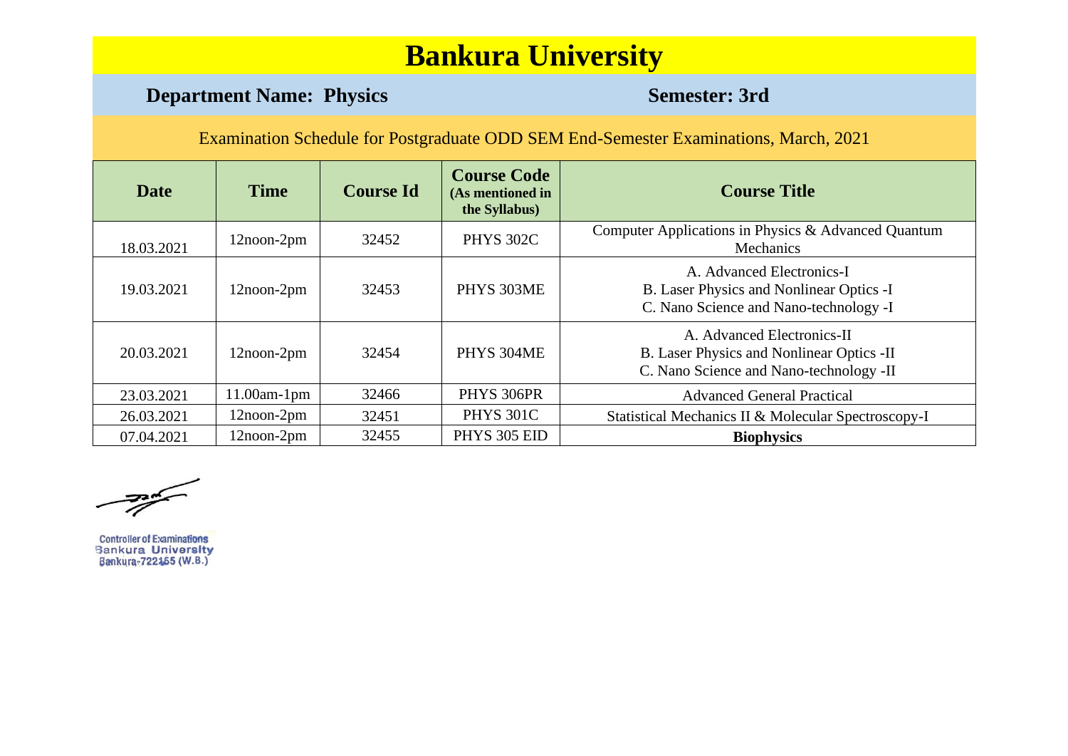# Bankura University

**Department Name: Physics** **Semester: 3rd**

Examination Schedule for Postgraduate ODD SEM End-Semester Examinations, March, 2021

| Date | Time | Course Id | Course Code (As mentioned in the Syllabus) | Course Title |
|---|---|---|---|---|
| 18.03.2021 | 12noon-2pm | 32452 | PHYS 302C | Computer Applications in Physics & Advanced Quantum Mechanics |
| 19.03.2021 | 12noon-2pm | 32453 | PHYS 303ME | A. Advanced Electronics-I<br>B. Laser Physics and Nonlinear Optics -I<br>C. Nano Science and Nano-technology -I |
| 20.03.2021 | 12noon-2pm | 32454 | PHYS 304ME | A. Advanced Electronics-II<br>B. Laser Physics and Nonlinear Optics -II<br>C. Nano Science and Nano-technology -II |
| 23.03.2021 | 11.00am-1pm | 32466 | PHYS 306PR | Advanced General Practical |
| 26.03.2021 | 12noon-2pm | 32451 | PHYS 301C | Statistical Mechanics II & Molecular Spectroscopy-I |
| 07.04.2021 | 12noon-2pm | 32455 | PHYS 305 EID | **Biophysics** |

Controller of Examinations
Bankura University
Bankura-722155 (W.B.)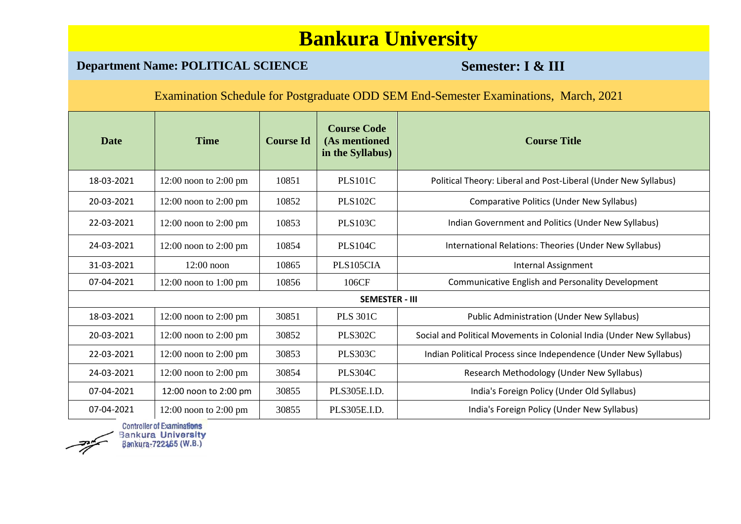# Bankura University

**Department Name: POLITICAL SCIENCE** **Semester: I & III**

Examination Schedule for Postgraduate ODD SEM End-Semester Examinations, March, 2021

| Date | Time | Course Id | Course Code (As mentioned in the Syllabus) | Course Title |
|---|---|---|---|---|
| 18-03-2021 | 12:00 noon to 2:00 pm | 10851 | PLS101C | Political Theory: Liberal and Post-Liberal (Under New Syllabus) |
| 20-03-2021 | 12:00 noon to 2:00 pm | 10852 | PLS102C | Comparative Politics (Under New Syllabus) |
| 22-03-2021 | 12:00 noon to 2:00 pm | 10853 | PLS103C | Indian Government and Politics (Under New Syllabus) |
| 24-03-2021 | 12:00 noon to 2:00 pm | 10854 | PLS104C | International Relations: Theories (Under New Syllabus) |
| 31-03-2021 | 12:00 noon | 10865 | PLS105CIA | Internal Assignment |
| 07-04-2021 | 12:00 noon to 1:00 pm | 10856 | 106CF | Communicative English and Personality Development |
| **SEMESTER - III** | | | | |
| 18-03-2021 | 12:00 noon to 2:00 pm | 30851 | PLS 301C | Public Administration (Under New Syllabus) |
| 20-03-2021 | 12:00 noon to 2:00 pm | 30852 | PLS302C | Social and Political Movements in Colonial India (Under New Syllabus) |
| 22-03-2021 | 12:00 noon to 2:00 pm | 30853 | PLS303C | Indian Political Process since Independence (Under New Syllabus) |
| 24-03-2021 | 12:00 noon to 2:00 pm | 30854 | PLS304C | Research Methodology (Under New Syllabus) |
| 07-04-2021 | 12:00 noon to 2:00 pm | 30855 | PLS305E.I.D. | India's Foreign Policy (Under Old Syllabus) |
| 07-04-2021 | 12:00 noon to 2:00 pm | 30855 | PLS305E.I.D. | India's Foreign Policy (Under New Syllabus) |

Controller of Examinations
Bankura University
Bankura-722155 (W.B.)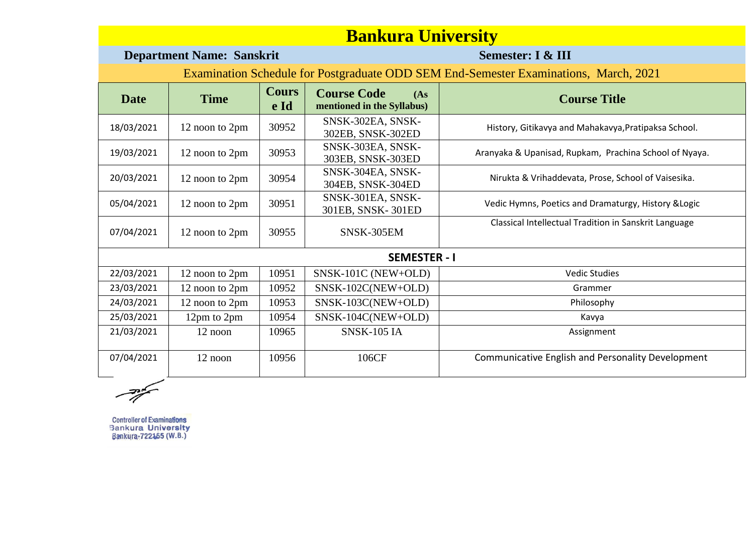# Bankura University

**Department Name: Sanskrit** **Semester: I & III**

Examination Schedule for Postgraduate ODD SEM End-Semester Examinations, March, 2021

| Date | Time | Course Id | Course Code (As mentioned in the Syllabus) | Course Title |
|---|---|---|---|---|
| 18/03/2021 | 12 noon to 2pm | 30952 | SNSK-302EA, SNSK-302EB, SNSK-302ED | History, Gitikavya and Mahakavya,Pratipaksa School. |
| 19/03/2021 | 12 noon to 2pm | 30953 | SNSK-303EA, SNSK-303EB, SNSK-303ED | Aranyaka & Upanisad, Rupkam, Prachina School of Nyaya. |
| 20/03/2021 | 12 noon to 2pm | 30954 | SNSK-304EA, SNSK-304EB, SNSK-304ED | Nirukta & Vrihaddevata, Prose, School of Vaisesika. |
| 05/04/2021 | 12 noon to 2pm | 30951 | SNSK-301EA, SNSK-301EB, SNSK- 301ED | Vedic Hymns, Poetics and Dramaturgy, History &Logic |
| 07/04/2021 | 12 noon to 2pm | 30955 | SNSK-305EM | Classical Intellectual Tradition in Sanskrit Language |
| **SEMESTER - I** | | | | |
| 22/03/2021 | 12 noon to 2pm | 10951 | SNSK-101C (NEW+OLD) | Vedic Studies |
| 23/03/2021 | 12 noon to 2pm | 10952 | SNSK-102C(NEW+OLD) | Grammer |
| 24/03/2021 | 12 noon to 2pm | 10953 | SNSK-103C(NEW+OLD) | Philosophy |
| 25/03/2021 | 12pm to 2pm | 10954 | SNSK-104C(NEW+OLD) | Kavya |
| 21/03/2021 | 12 noon | 10965 | SNSK-105 IA | Assignment |
| 07/04/2021 | 12 noon | 10956 | 106CF | Communicative English and Personality Development |

Controller of Examinations
Bankura University
Bankura-722155 (W.B.)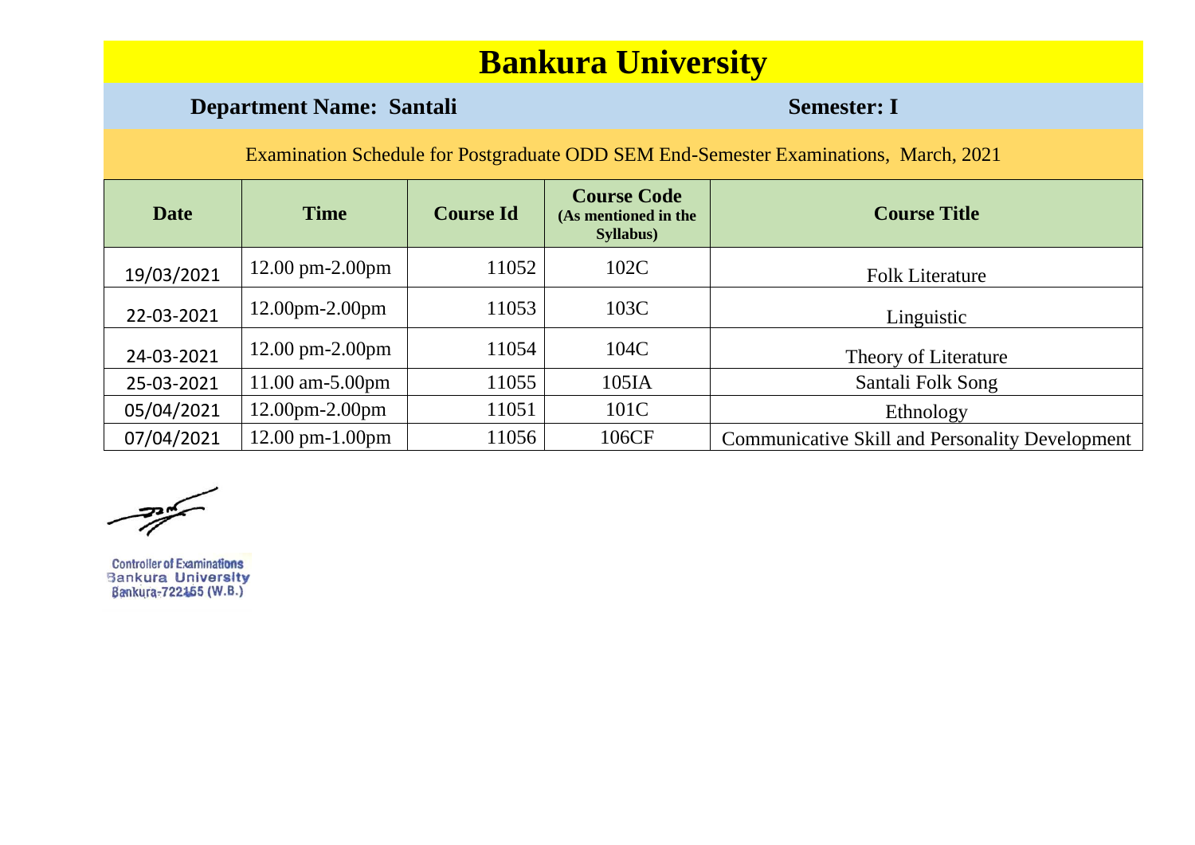# Bankura University

**Department Name: Santali** **Semester: I**

Examination Schedule for Postgraduate ODD SEM End-Semester Examinations, March, 2021

| Date | Time | Course Id | Course Code (As mentioned in the Syllabus) | Course Title |
|---|---|---|---|---|
| 19/03/2021 | 12.00 pm-2.00pm | 11052 | 102C | Folk Literature |
| 22-03-2021 | 12.00pm-2.00pm | 11053 | 103C | Linguistic |
| 24-03-2021 | 12.00 pm-2.00pm | 11054 | 104C | Theory of Literature |
| 25-03-2021 | 11.00 am-5.00pm | 11055 | 105IA | Santali Folk Song |
| 05/04/2021 | 12.00pm-2.00pm | 11051 | 101C | Ethnology |
| 07/04/2021 | 12.00 pm-1.00pm | 11056 | 106CF | Communicative Skill and Personality Development |

Controller of Examinations
Bankura University
Bankura-722155 (W.B.)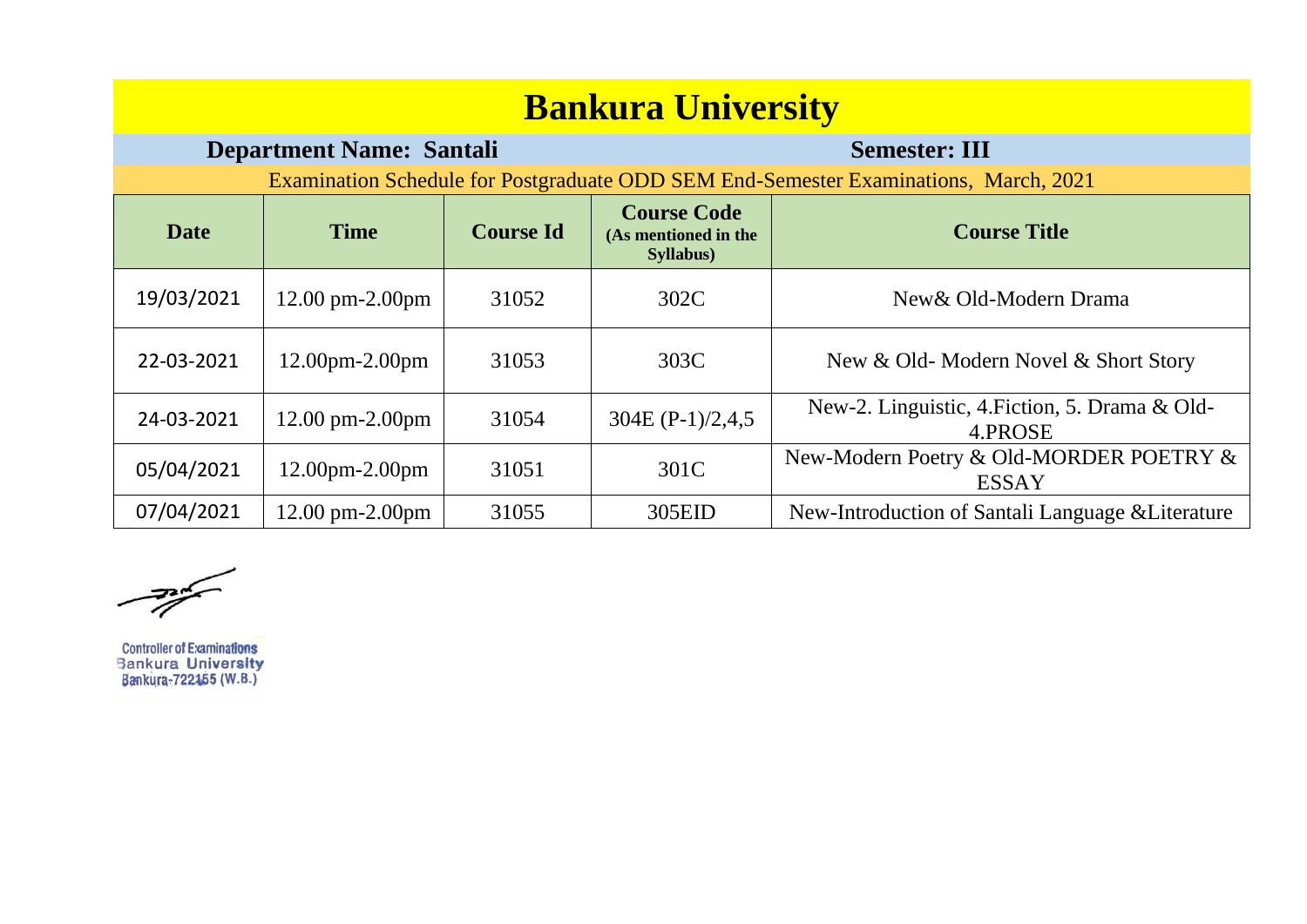# Bankura University

**Department Name: Santali** **Semester: III**

Examination Schedule for Postgraduate ODD SEM End-Semester Examinations, March, 2021

| Date | Time | Course Id | Course Code (As mentioned in the Syllabus) | Course Title |
| --- | --- | --- | --- | --- |
| 19/03/2021 | 12.00 pm-2.00pm | 31052 | 302C | New& Old-Modern Drama |
| 22-03-2021 | 12.00pm-2.00pm | 31053 | 303C | New & Old- Modern Novel & Short Story |
| 24-03-2021 | 12.00 pm-2.00pm | 31054 | 304E (P-1)/2,4,5 | New-2. Linguistic, 4.Fiction, 5. Drama & Old-4.PROSE |
| 05/04/2021 | 12.00pm-2.00pm | 31051 | 301C | New-Modern Poetry & Old-MORDER POETRY & ESSAY |
| 07/04/2021 | 12.00 pm-2.00pm | 31055 | 305EID | New-Introduction of Santali Language &Literature |

Controller of Examinations
Bankura University
Bankura-722155 (W.B.)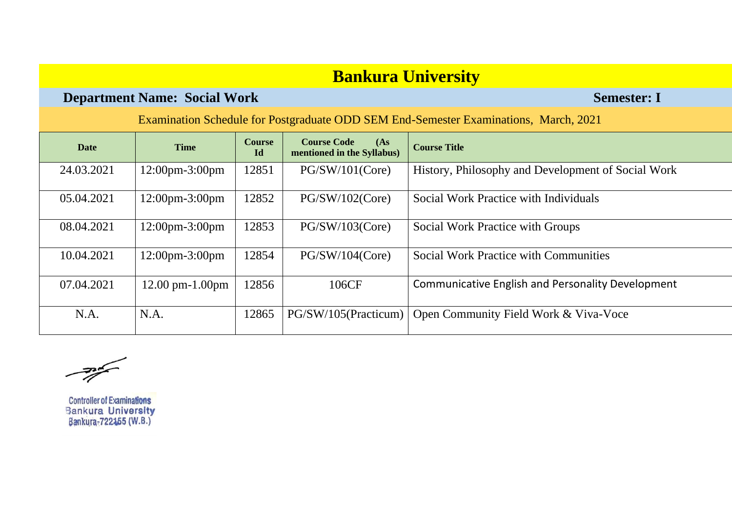# Bankura University

**Department Name: Social Work** **Semester: I**

Examination Schedule for Postgraduate ODD SEM End-Semester Examinations, March, 2021

| Date | Time | Course Id | Course Code (As mentioned in the Syllabus) | Course Title |
|---|---|---|---|---|
| 24.03.2021 | 12:00pm-3:00pm | 12851 | PG/SW/101(Core) | History, Philosophy and Development of Social Work |
| 05.04.2021 | 12:00pm-3:00pm | 12852 | PG/SW/102(Core) | Social Work Practice with Individuals |
| 08.04.2021 | 12:00pm-3:00pm | 12853 | PG/SW/103(Core) | Social Work Practice with Groups |
| 10.04.2021 | 12:00pm-3:00pm | 12854 | PG/SW/104(Core) | Social Work Practice with Communities |
| 07.04.2021 | 12.00 pm-1.00pm | 12856 | 106CF | Communicative English and Personality Development |
| N.A. | N.A. | 12865 | PG/SW/105(Practicum) | Open Community Field Work & Viva-Voce |

Controller of Examinations
Bankura University
Bankura-722155 (W.B.)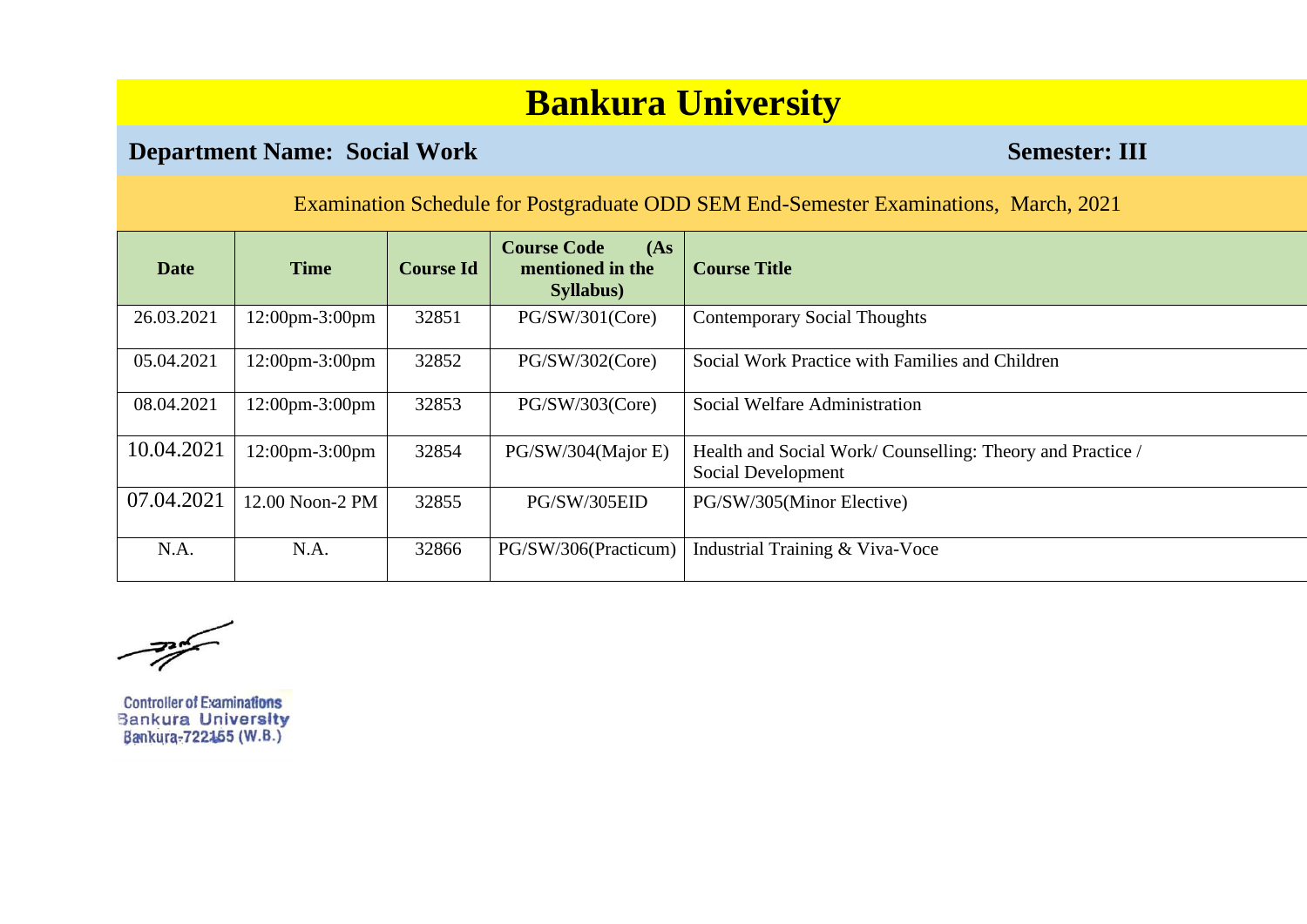# Bankura University

**Department Name: Social Work** **Semester: III**

Examination Schedule for Postgraduate ODD SEM End-Semester Examinations, March, 2021

| Date | Time | Course Id | Course Code (As mentioned in the Syllabus) | Course Title |
|---|---|---|---|---|
| 26.03.2021 | 12:00pm-3:00pm | 32851 | PG/SW/301(Core) | Contemporary Social Thoughts |
| 05.04.2021 | 12:00pm-3:00pm | 32852 | PG/SW/302(Core) | Social Work Practice with Families and Children |
| 08.04.2021 | 12:00pm-3:00pm | 32853 | PG/SW/303(Core) | Social Welfare Administration |
| 10.04.2021 | 12:00pm-3:00pm | 32854 | PG/SW/304(Major E) | Health and Social Work/ Counselling: Theory and Practice / Social Development |
| 07.04.2021 | 12.00 Noon-2 PM | 32855 | PG/SW/305EID | PG/SW/305(Minor Elective) |
| N.A. | N.A. | 32866 | PG/SW/306(Practicum) | Industrial Training & Viva-Voce |

Controller of Examinations
Bankura University
Bankura-722155 (W.B.)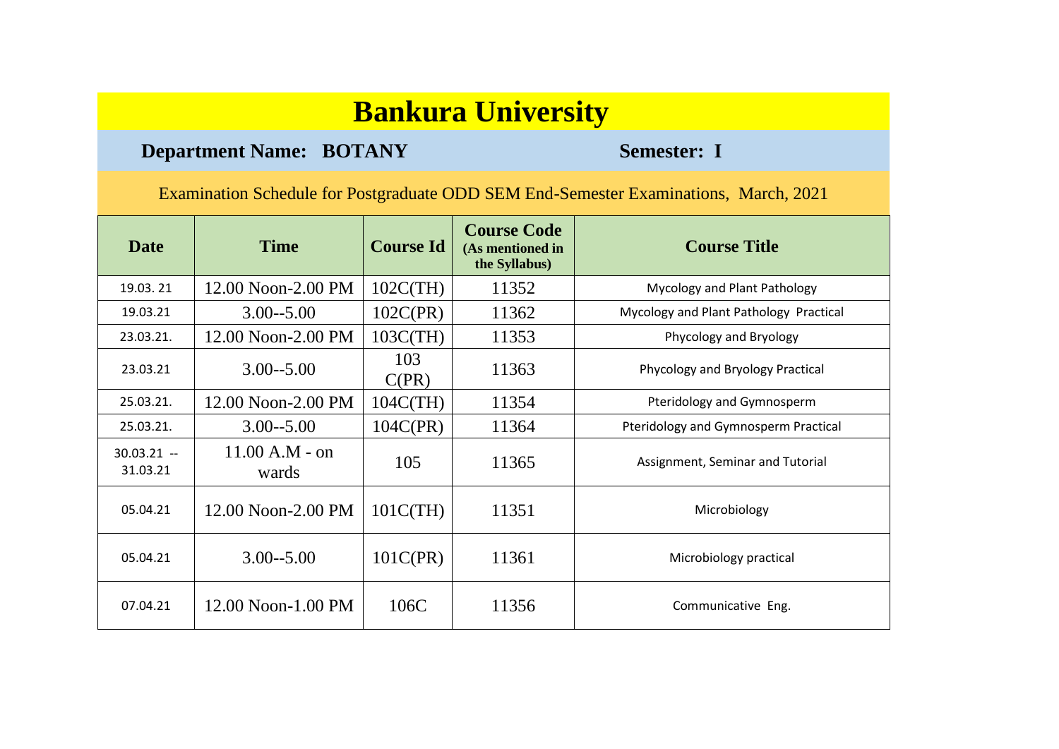# Bankura University

**Department Name: BOTANY** **Semester: I**

Examination Schedule for Postgraduate ODD SEM End-Semester Examinations, March, 2021

| Date | Time | Course Id | Course Code (As mentioned in the Syllabus) | Course Title |
|---|---|---|---|---|
| 19.03. 21 | 12.00 Noon-2.00 PM | 102C(TH) | 11352 | Mycology and Plant Pathology |
| 19.03.21 | 3.00--5.00 | 102C(PR) | 11362 | Mycology and Plant Pathology Practical |
| 23.03.21. | 12.00 Noon-2.00 PM | 103C(TH) | 11353 | Phycology and Bryology |
| 23.03.21 | 3.00--5.00 | 103 C(PR) | 11363 | Phycology and Bryology Practical |
| 25.03.21. | 12.00 Noon-2.00 PM | 104C(TH) | 11354 | Pteridology and Gymnosperm |
| 25.03.21. | 3.00--5.00 | 104C(PR) | 11364 | Pteridology and Gymnosperm Practical |
| 30.03.21 -- 31.03.21 | 11.00 A.M - on wards | 105 | 11365 | Assignment, Seminar and Tutorial |
| 05.04.21 | 12.00 Noon-2.00 PM | 101C(TH) | 11351 | Microbiology |
| 05.04.21 | 3.00--5.00 | 101C(PR) | 11361 | Microbiology practical |
| 07.04.21 | 12.00 Noon-1.00 PM | 106C | 11356 | Communicative Eng. |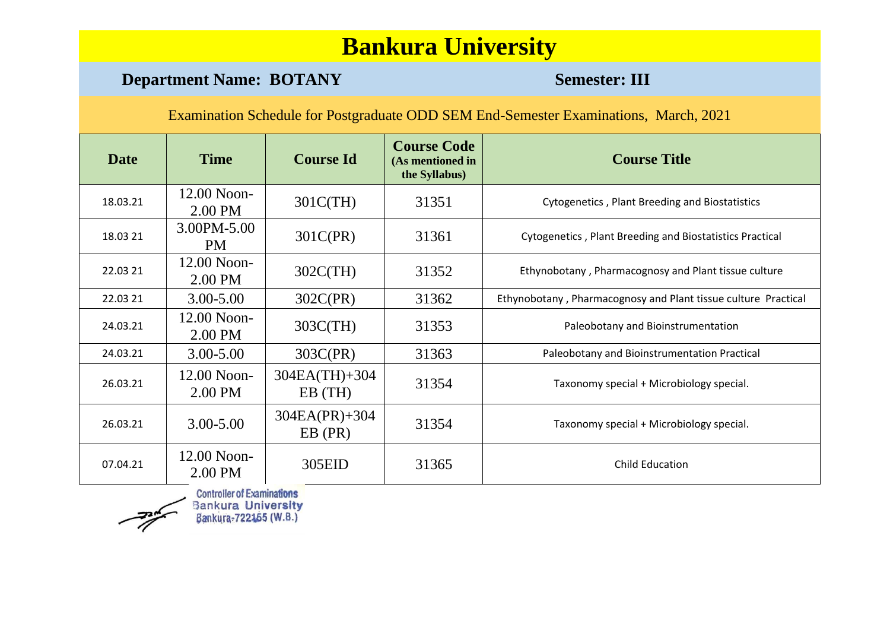# Bankura University

**Department Name: BOTANY** **Semester: III**

Examination Schedule for Postgraduate ODD SEM End-Semester Examinations, March, 2021

| Date | Time | Course Id | Course Code (As mentioned in the Syllabus) | Course Title |
|---|---|---|---|---|
| 18.03.21 | 12.00 Noon-2.00 PM | 301C(TH) | 31351 | Cytogenetics , Plant Breeding and Biostatistics |
| 18.03 21 | 3.00PM-5.00 PM | 301C(PR) | 31361 | Cytogenetics , Plant Breeding and Biostatistics Practical |
| 22.03 21 | 12.00 Noon-2.00 PM | 302C(TH) | 31352 | Ethynobotany , Pharmacognosy and Plant tissue culture |
| 22.03 21 | 3.00-5.00 | 302C(PR) | 31362 | Ethynobotany , Pharmacognosy and Plant tissue culture Practical |
| 24.03.21 | 12.00 Noon-2.00 PM | 303C(TH) | 31353 | Paleobotany and Bioinstrumentation |
| 24.03.21 | 3.00-5.00 | 303C(PR) | 31363 | Paleobotany and Bioinstrumentation Practical |
| 26.03.21 | 12.00 Noon-2.00 PM | 304EA(TH)+304 EB (TH) | 31354 | Taxonomy special + Microbiology special. |
| 26.03.21 | 3.00-5.00 | 304EA(PR)+304 EB (PR) | 31354 | Taxonomy special + Microbiology special. |
| 07.04.21 | 12.00 Noon-2.00 PM | 305EID | 31365 | Child Education |

Controller of Examinations
Bankura University
Bankura-722155 (W.B.)